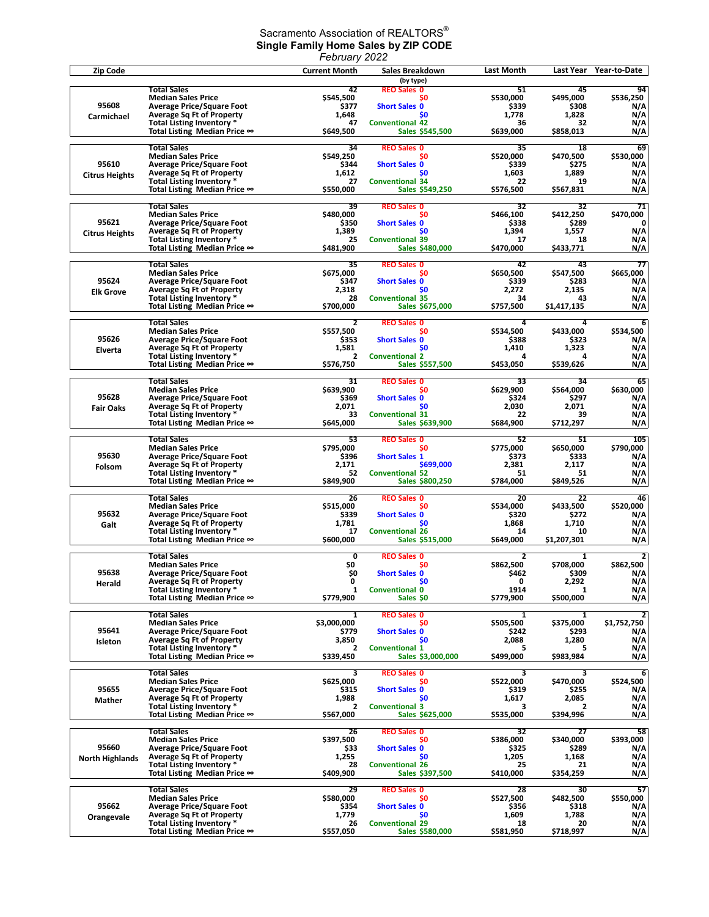Sacramento Association of REALTORS®

# Single Family Home Sales by ZIP CODE

*February 2022*

| Zip Code | | Current Month | Sales Breakdown (by type) | Last Month | Last Year | Year-to-Date |
|---|---|---|---|---|---|---|
| 95608 Carmichael | Total Sales | 42 | REO Sales 0 | 51 | 45 | 94 |
| | Median Sales Price | $545,500 | $0 | $530,000 | $495,000 | $536,250 |
| | Average Price/Square Foot | $377 | Short Sales 0 | $339 | $308 | N/A |
| | Average Sq Ft of Property | 1,648 | $0 | 1,778 | 1,828 | N/A |
| | Total Listing Inventory * | 47 | Conventional 42 | 36 | 32 | N/A |
| | Total Listing Median Price ∞ | $649,500 | Sales $545,500 | $639,000 | $858,013 | N/A |
| 95610 Citrus Heights | Total Sales | 34 | REO Sales 0 | 35 | 18 | 69 |
| | Median Sales Price | $549,250 | $0 | $520,000 | $470,500 | $530,000 |
| | Average Price/Square Foot | $344 | Short Sales 0 | $339 | $275 | N/A |
| | Average Sq Ft of Property | 1,612 | $0 | 1,603 | 1,889 | N/A |
| | Total Listing Inventory * | 27 | Conventional 34 | 22 | 19 | N/A |
| | Total Listing Median Price ∞ | $550,000 | Sales $549,250 | $576,500 | $567,831 | N/A |
| 95621 Citrus Heights | Total Sales | 39 | REO Sales 0 | 32 | 32 | 71 |
| | Median Sales Price | $480,000 | $0 | $466,100 | $412,250 | $470,000 |
| | Average Price/Square Foot | $350 | Short Sales 0 | $338 | $289 | 0 |
| | Average Sq Ft of Property | 1,389 | $0 | 1,394 | 1,557 | N/A |
| | Total Listing Inventory * | 25 | Conventional 39 | 17 | 18 | N/A |
| | Total Listing Median Price ∞ | $481,900 | Sales $480,000 | $470,000 | $433,771 | N/A |
| 95624 Elk Grove | Total Sales | 35 | REO Sales 0 | 42 | 43 | 77 |
| | Median Sales Price | $675,000 | $0 | $650,500 | $547,500 | $665,000 |
| | Average Price/Square Foot | $347 | Short Sales 0 | $339 | $283 | N/A |
| | Average Sq Ft of Property | 2,318 | $0 | 2,272 | 2,135 | N/A |
| | Total Listing Inventory * | 28 | Conventional 35 | 34 | 43 | N/A |
| | Total Listing Median Price ∞ | $700,000 | Sales $675,000 | $757,500 | $1,417,135 | N/A |
| 95626 Elverta | Total Sales | 2 | REO Sales 0 | 4 | 4 | 6 |
| | Median Sales Price | $557,500 | $0 | $534,500 | $433,000 | $534,500 |
| | Average Price/Square Foot | $353 | Short Sales 0 | $388 | $323 | N/A |
| | Average Sq Ft of Property | 1,581 | $0 | 1,410 | 1,323 | N/A |
| | Total Listing Inventory * | 2 | Conventional 2 | 4 | 4 | N/A |
| | Total Listing Median Price ∞ | $576,750 | Sales $557,500 | $453,050 | $539,626 | N/A |
| 95628 Fair Oaks | Total Sales | 31 | REO Sales 0 | 33 | 34 | 65 |
| | Median Sales Price | $639,900 | $0 | $629,900 | $564,000 | $630,000 |
| | Average Price/Square Foot | $369 | Short Sales 0 | $324 | $297 | N/A |
| | Average Sq Ft of Property | 2,071 | $0 | 2,030 | 2,071 | N/A |
| | Total Listing Inventory * | 33 | Conventional 31 | 22 | 39 | N/A |
| | Total Listing Median Price ∞ | $645,000 | Sales $639,900 | $684,900 | $712,297 | N/A |
| 95630 Folsom | Total Sales | 53 | REO Sales 0 | 52 | 51 | 105 |
| | Median Sales Price | $795,000 | $0 | $775,000 | $650,000 | $790,000 |
| | Average Price/Square Foot | $396 | Short Sales 1 | $373 | $333 | N/A |
| | Average Sq Ft of Property | 2,171 | $699,000 | 2,381 | 2,117 | N/A |
| | Total Listing Inventory * | 52 | Conventional 52 | 51 | 51 | N/A |
| | Total Listing Median Price ∞ | $849,900 | Sales $800,250 | $784,000 | $849,526 | N/A |
| 95632 Galt | Total Sales | 26 | REO Sales 0 | 20 | 22 | 46 |
| | Median Sales Price | $515,000 | $0 | $534,000 | $433,500 | $520,000 |
| | Average Price/Square Foot | $339 | Short Sales 0 | $320 | $272 | N/A |
| | Average Sq Ft of Property | 1,781 | $0 | 1,868 | 1,710 | N/A |
| | Total Listing Inventory * | 17 | Conventional 26 | 14 | 10 | N/A |
| | Total Listing Median Price ∞ | $600,000 | Sales $515,000 | $649,000 | $1,207,301 | N/A |
| 95638 Herald | Total Sales | 0 | REO Sales 0 | 2 | 1 | 2 |
| | Median Sales Price | $0 | $0 | $862,500 | $708,000 | $862,500 |
| | Average Price/Square Foot | $0 | Short Sales 0 | $462 | $309 | N/A |
| | Average Sq Ft of Property | 0 | $0 | 0 | 2,292 | N/A |
| | Total Listing Inventory * | 1 | Conventional 0 | 1914 | 1 | N/A |
| | Total Listing Median Price ∞ | $779,900 | Sales $0 | $779,900 | $500,000 | N/A |
| 95641 Isleton | Total Sales | 1 | REO Sales 0 | 1 | 1 | 2 |
| | Median Sales Price | $3,000,000 | $0 | $505,500 | $375,000 | $1,752,750 |
| | Average Price/Square Foot | $779 | Short Sales 0 | $242 | $293 | N/A |
| | Average Sq Ft of Property | 3,850 | $0 | 2,088 | 1,280 | N/A |
| | Total Listing Inventory * | 2 | Conventional 1 | 5 | 5 | N/A |
| | Total Listing Median Price ∞ | $339,450 | Sales $3,000,000 | $499,000 | $983,984 | N/A |
| 95655 Mather | Total Sales | 3 | REO Sales 0 | 3 | 3 | 6 |
| | Median Sales Price | $625,000 | $0 | $522,000 | $470,000 | $524,500 |
| | Average Price/Square Foot | $315 | Short Sales 0 | $319 | $255 | N/A |
| | Average Sq Ft of Property | 1,988 | $0 | 1,617 | 2,085 | N/A |
| | Total Listing Inventory * | 2 | Conventional 3 | 3 | 2 | N/A |
| | Total Listing Median Price ∞ | $567,000 | Sales $625,000 | $535,000 | $394,996 | N/A |
| 95660 North Highlands | Total Sales | 26 | REO Sales 0 | 32 | 27 | 58 |
| | Median Sales Price | $397,500 | $0 | $386,000 | $340,000 | $393,000 |
| | Average Price/Square Foot | $33 | Short Sales 0 | $325 | $289 | N/A |
| | Average Sq Ft of Property | 1,255 | $0 | 1,205 | 1,168 | N/A |
| | Total Listing Inventory * | 28 | Conventional 26 | 25 | 21 | N/A |
| | Total Listing Median Price ∞ | $409,900 | Sales $397,500 | $410,000 | $354,259 | N/A |
| 95662 Orangevale | Total Sales | 29 | REO Sales 0 | 28 | 30 | 57 |
| | Median Sales Price | $580,000 | $0 | $527,500 | $482,500 | $550,000 |
| | Average Price/Square Foot | $354 | Short Sales 0 | $356 | $318 | N/A |
| | Average Sq Ft of Property | 1,779 | $0 | 1,609 | 1,788 | N/A |
| | Total Listing Inventory * | 26 | Conventional 29 | 18 | 20 | N/A |
| | Total Listing Median Price ∞ | $557,050 | Sales $580,000 | $581,950 | $718,997 | N/A |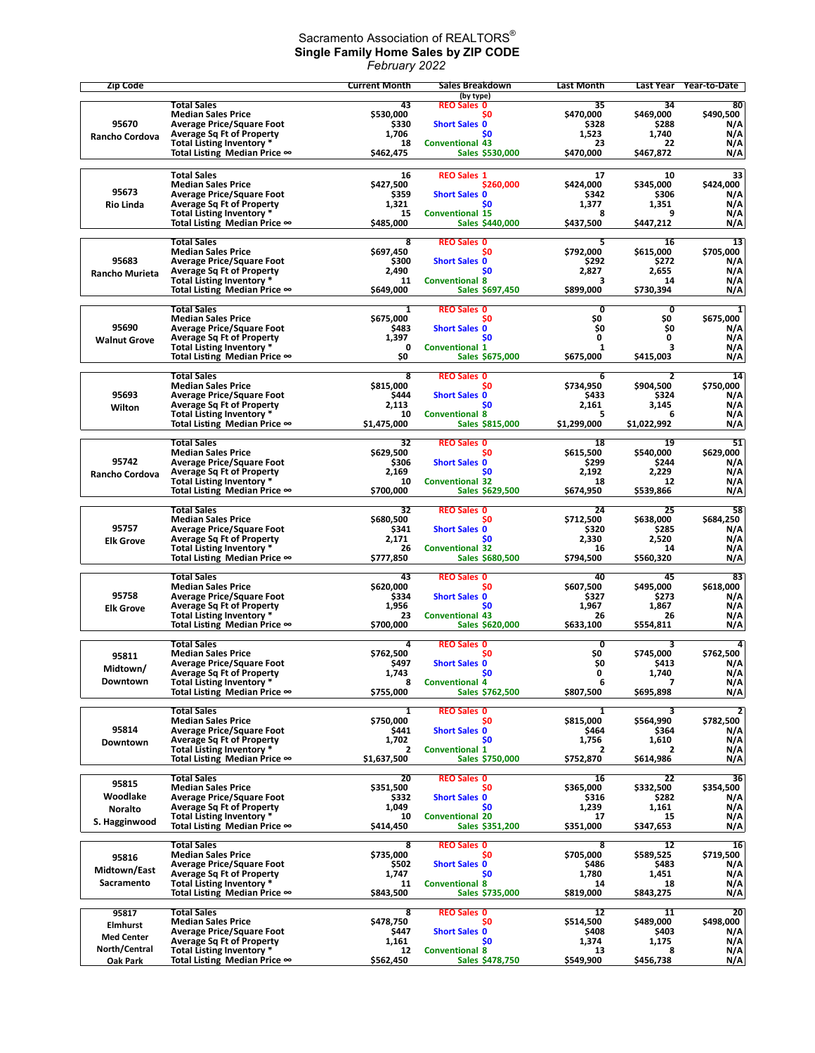Sacramento Association of REALTORS®

**Single Family Home Sales by ZIP CODE**

*February 2022*

| Zip Code | | Current Month | Sales Breakdown (by type) | | Last Month | Last Year | Year-to-Date |
|---|---|---|---|---|---|---|---|
| 95670 Rancho Cordova | Total Sales | 43 | REO Sales | 0 | 35 | 34 | 80 |
| | Median Sales Price | $530,000 | | $0 | $470,000 | $469,000 | $490,500 |
| | Average Price/Square Foot | $330 | Short Sales | 0 | $328 | $288 | N/A |
| | Average Sq Ft of Property | 1,706 | | $0 | 1,523 | 1,740 | N/A |
| | Total Listing Inventory * | 18 | Conventional | 43 | 23 | 22 | N/A |
| | Total Listing Median Price ∞ | $462,475 | Sales | $530,000 | $470,000 | $467,872 | N/A |
| 95673 Rio Linda | Total Sales | 16 | REO Sales | 1 | 17 | 10 | 33 |
| | Median Sales Price | $427,500 | | $260,000 | $424,000 | $345,000 | $424,000 |
| | Average Price/Square Foot | $359 | Short Sales | 0 | $342 | $306 | N/A |
| | Average Sq Ft of Property | 1,321 | | $0 | 1,377 | 1,351 | N/A |
| | Total Listing Inventory * | 15 | Conventional | 15 | 8 | 9 | N/A |
| | Total Listing Median Price ∞ | $485,000 | Sales | $440,000 | $437,500 | $447,212 | N/A |
| 95683 Rancho Murieta | Total Sales | 8 | REO Sales | 0 | 5 | 16 | 13 |
| | Median Sales Price | $697,450 | | $0 | $792,000 | $615,000 | $705,000 |
| | Average Price/Square Foot | $300 | Short Sales | 0 | $292 | $272 | N/A |
| | Average Sq Ft of Property | 2,490 | | $0 | 2,827 | 2,655 | N/A |
| | Total Listing Inventory * | 11 | Conventional | 8 | 3 | 14 | N/A |
| | Total Listing Median Price ∞ | $649,000 | Sales | $697,450 | $899,000 | $730,394 | N/A |
| 95690 Walnut Grove | Total Sales | 1 | REO Sales | 0 | 0 | 0 | 1 |
| | Median Sales Price | $675,000 | | $0 | $0 | $0 | $675,000 |
| | Average Price/Square Foot | $483 | Short Sales | 0 | $0 | $0 | N/A |
| | Average Sq Ft of Property | 1,397 | | $0 | 0 | 0 | N/A |
| | Total Listing Inventory * | 0 | Conventional | 1 | 1 | 3 | N/A |
| | Total Listing Median Price ∞ | $0 | Sales | $675,000 | $675,000 | $415,003 | N/A |
| 95693 Wilton | Total Sales | 8 | REO Sales | 0 | 6 | 2 | 14 |
| | Median Sales Price | $815,000 | | $0 | $734,950 | $904,500 | $750,000 |
| | Average Price/Square Foot | $444 | Short Sales | 0 | $433 | $324 | N/A |
| | Average Sq Ft of Property | 2,113 | | $0 | 2,161 | 3,145 | N/A |
| | Total Listing Inventory * | 10 | Conventional | 8 | 5 | 6 | N/A |
| | Total Listing Median Price ∞ | $1,475,000 | Sales | $815,000 | $1,299,000 | $1,022,992 | N/A |
| 95742 Rancho Cordova | Total Sales | 32 | REO Sales | 0 | 18 | 19 | 51 |
| | Median Sales Price | $629,500 | | $0 | $615,500 | $540,000 | $629,000 |
| | Average Price/Square Foot | $306 | Short Sales | 0 | $299 | $244 | N/A |
| | Average Sq Ft of Property | 2,169 | | $0 | 2,192 | 2,229 | N/A |
| | Total Listing Inventory * | 10 | Conventional | 32 | 18 | 12 | N/A |
| | Total Listing Median Price ∞ | $700,000 | Sales | $629,500 | $674,950 | $539,866 | N/A |
| 95757 Elk Grove | Total Sales | 32 | REO Sales | 0 | 24 | 25 | 58 |
| | Median Sales Price | $680,500 | | $0 | $712,500 | $638,000 | $684,250 |
| | Average Price/Square Foot | $341 | Short Sales | 0 | $320 | $285 | N/A |
| | Average Sq Ft of Property | 2,171 | | $0 | 2,330 | 2,520 | N/A |
| | Total Listing Inventory * | 26 | Conventional | 32 | 16 | 14 | N/A |
| | Total Listing Median Price ∞ | $777,850 | Sales | $680,500 | $794,500 | $560,320 | N/A |
| 95758 Elk Grove | Total Sales | 43 | REO Sales | 0 | 40 | 45 | 83 |
| | Median Sales Price | $620,000 | | $0 | $607,500 | $495,000 | $618,000 |
| | Average Price/Square Foot | $334 | Short Sales | 0 | $327 | $273 | N/A |
| | Average Sq Ft of Property | 1,956 | | $0 | 1,967 | 1,867 | N/A |
| | Total Listing Inventory * | 23 | Conventional | 43 | 26 | 26 | N/A |
| | Total Listing Median Price ∞ | $700,000 | Sales | $620,000 | $633,100 | $554,811 | N/A |
| 95811 Midtown/ Downtown | Total Sales | 4 | REO Sales | 0 | 0 | 3 | 4 |
| | Median Sales Price | $762,500 | | $0 | $0 | $745,000 | $762,500 |
| | Average Price/Square Foot | $497 | Short Sales | 0 | $0 | $413 | N/A |
| | Average Sq Ft of Property | 1,743 | | $0 | 0 | 1,740 | N/A |
| | Total Listing Inventory * | 8 | Conventional | 4 | 6 | 7 | N/A |
| | Total Listing Median Price ∞ | $755,000 | Sales | $762,500 | $807,500 | $695,898 | N/A |
| 95814 Downtown | Total Sales | 1 | REO Sales | 0 | 1 | 3 | 2 |
| | Median Sales Price | $750,000 | | $0 | $815,000 | $564,990 | $782,500 |
| | Average Price/Square Foot | $441 | Short Sales | 0 | $464 | $364 | N/A |
| | Average Sq Ft of Property | 1,702 | | $0 | 1,756 | 1,610 | N/A |
| | Total Listing Inventory * | 2 | Conventional | 1 | 2 | 2 | N/A |
| | Total Listing Median Price ∞ | $1,637,500 | Sales | $750,000 | $752,870 | $614,986 | N/A |
| 95815 Woodlake Noralto S. Hagginwood | Total Sales | 20 | REO Sales | 0 | 16 | 22 | 36 |
| | Median Sales Price | $351,500 | | $0 | $365,000 | $332,500 | $354,500 |
| | Average Price/Square Foot | $332 | Short Sales | 0 | $316 | $282 | N/A |
| | Average Sq Ft of Property | 1,049 | | $0 | 1,239 | 1,161 | N/A |
| | Total Listing Inventory * | 10 | Conventional | 20 | 17 | 15 | N/A |
| | Total Listing Median Price ∞ | $414,450 | Sales | $351,200 | $351,000 | $347,653 | N/A |
| 95816 Midtown/East Sacramento | Total Sales | 8 | REO Sales | 0 | 8 | 12 | 16 |
| | Median Sales Price | $735,000 | | $0 | $705,000 | $589,525 | $719,500 |
| | Average Price/Square Foot | $502 | Short Sales | 0 | $486 | $483 | N/A |
| | Average Sq Ft of Property | 1,747 | | $0 | 1,780 | 1,451 | N/A |
| | Total Listing Inventory * | 11 | Conventional | 8 | 14 | 18 | N/A |
| | Total Listing Median Price ∞ | $843,500 | Sales | $735,000 | $819,000 | $843,275 | N/A |
| 95817 Elmhurst Med Center North/Central Oak Park | Total Sales | 8 | REO Sales | 0 | 12 | 11 | 20 |
| | Median Sales Price | $478,750 | | $0 | $514,500 | $489,000 | $498,000 |
| | Average Price/Square Foot | $447 | Short Sales | 0 | $408 | $403 | N/A |
| | Average Sq Ft of Property | 1,161 | | $0 | 1,374 | 1,175 | N/A |
| | Total Listing Inventory * | 12 | Conventional | 8 | 13 | 8 | N/A |
| | Total Listing Median Price ∞ | $562,450 | Sales | $478,750 | $549,900 | $456,738 | N/A |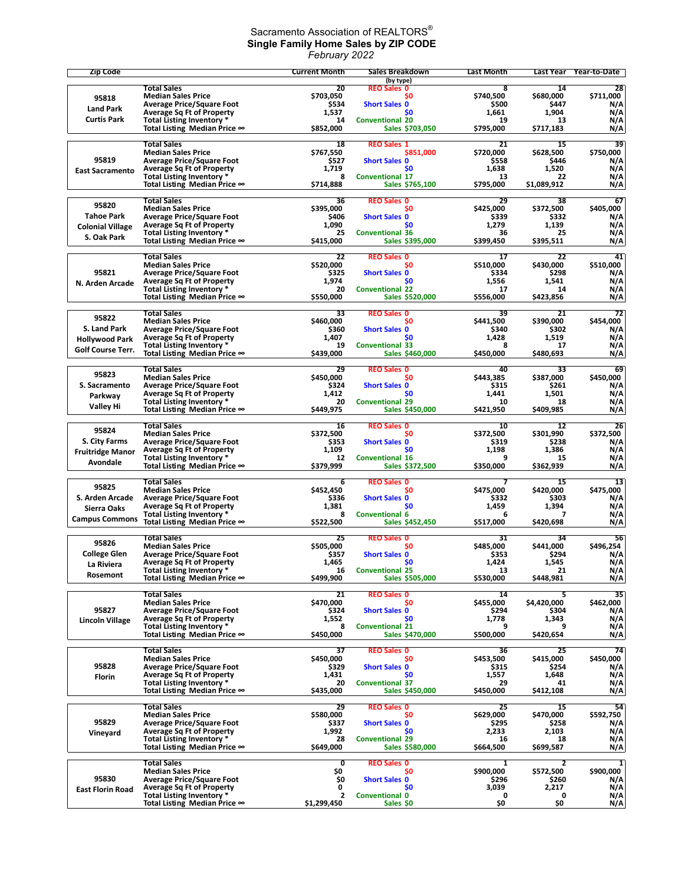Sacramento Association of REALTORS®

**Single Family Home Sales by ZIP CODE**

*February 2022*

| Zip Code | | Current Month | Sales Breakdown (by type) | | Last Month | Last Year | Year-to-Date |
|---|---|---|---|---|---|---|---|
| 95818 Land Park Curtis Park | Total Sales | 20 | REO Sales | 0 | 8 | 14 | 28 |
| | Median Sales Price | $703,050 | | $0 | $740,500 | $680,000 | $711,000 |
| | Average Price/Square Foot | $534 | Short Sales | 0 | $500 | $447 | N/A |
| | Average Sq Ft of Property | 1,537 | | $0 | 1,661 | 1,904 | N/A |
| | Total Listing Inventory * | 14 | Conventional | 20 | 19 | 13 | N/A |
| | Total Listing Median Price ∞ | $852,000 | Sales | $703,050 | $795,000 | $717,183 | N/A |
| 95819 East Sacramento | Total Sales | 18 | REO Sales | 1 | 21 | 15 | 39 |
| | Median Sales Price | $767,550 | | $851,000 | $720,000 | $628,500 | $750,000 |
| | Average Price/Square Foot | $527 | Short Sales | 0 | $558 | $446 | N/A |
| | Average Sq Ft of Property | 1,719 | | $0 | 1,638 | 1,520 | N/A |
| | Total Listing Inventory * | 8 | Conventional | 17 | 13 | 22 | N/A |
| | Total Listing Median Price ∞ | $714,888 | Sales | $765,100 | $795,000 | $1,089,912 | N/A |
| 95820 Tahoe Park Colonial Village S. Oak Park | Total Sales | 36 | REO Sales | 0 | 29 | 38 | 67 |
| | Median Sales Price | $395,000 | | $0 | $425,000 | $372,500 | $405,000 |
| | Average Price/Square Foot | $406 | Short Sales | 0 | $339 | $332 | N/A |
| | Average Sq Ft of Property | 1,090 | | $0 | 1,279 | 1,139 | N/A |
| | Total Listing Inventory * | 25 | Conventional | 36 | 36 | 25 | N/A |
| | Total Listing Median Price ∞ | $415,000 | Sales | $395,000 | $399,450 | $395,511 | N/A |
| 95821 N. Arden Arcade | Total Sales | 22 | REO Sales | 0 | 17 | 22 | 41 |
| | Median Sales Price | $520,000 | | $0 | $510,000 | $430,000 | $510,000 |
| | Average Price/Square Foot | $325 | Short Sales | 0 | $334 | $298 | N/A |
| | Average Sq Ft of Property | 1,974 | | $0 | 1,556 | 1,541 | N/A |
| | Total Listing Inventory * | 20 | Conventional | 22 | 17 | 14 | N/A |
| | Total Listing Median Price ∞ | $550,000 | Sales | $520,000 | $556,000 | $423,856 | N/A |
| 95822 S. Land Park Hollywood Park Golf Course Terr. | Total Sales | 33 | REO Sales | 0 | 39 | 21 | 72 |
| | Median Sales Price | $460,000 | | $0 | $441,500 | $390,000 | $454,000 |
| | Average Price/Square Foot | $360 | Short Sales | 0 | $340 | $302 | N/A |
| | Average Sq Ft of Property | 1,407 | | $0 | 1,428 | 1,519 | N/A |
| | Total Listing Inventory * | 19 | Conventional | 33 | 8 | 17 | N/A |
| | Total Listing Median Price ∞ | $439,000 | Sales | $460,000 | $450,000 | $480,693 | N/A |
| 95823 S. Sacramento Parkway Valley Hi | Total Sales | 29 | REO Sales | 0 | 40 | 33 | 69 |
| | Median Sales Price | $450,000 | | $0 | $443,385 | $387,000 | $450,000 |
| | Average Price/Square Foot | $324 | Short Sales | 0 | $315 | $261 | N/A |
| | Average Sq Ft of Property | 1,412 | | $0 | 1,441 | 1,501 | N/A |
| | Total Listing Inventory * | 20 | Conventional | 29 | 10 | 18 | N/A |
| | Total Listing Median Price ∞ | $449,975 | Sales | $450,000 | $421,950 | $409,985 | N/A |
| 95824 S. City Farms Fruitridge Manor Avondale | Total Sales | 16 | REO Sales | 0 | 10 | 12 | 26 |
| | Median Sales Price | $372,500 | | $0 | $372,500 | $301,990 | $372,500 |
| | Average Price/Square Foot | $353 | Short Sales | 0 | $319 | $238 | N/A |
| | Average Sq Ft of Property | 1,109 | | $0 | 1,198 | 1,386 | N/A |
| | Total Listing Inventory * | 12 | Conventional | 16 | 9 | 15 | N/A |
| | Total Listing Median Price ∞ | $379,999 | Sales | $372,500 | $350,000 | $362,939 | N/A |
| 95825 S. Arden Arcade Sierra Oaks Campus Commons | Total Sales | 6 | REO Sales | 0 | 7 | 15 | 13 |
| | Median Sales Price | $452,450 | | $0 | $475,000 | $420,000 | $475,000 |
| | Average Price/Square Foot | $336 | Short Sales | 0 | $332 | $303 | N/A |
| | Average Sq Ft of Property | 1,381 | | $0 | 1,459 | 1,394 | N/A |
| | Total Listing Inventory * | 8 | Conventional | 6 | 6 | 7 | N/A |
| | Total Listing Median Price ∞ | $522,500 | Sales | $452,450 | $517,000 | $420,698 | N/A |
| 95826 College Glen La Riviera Rosemont | Total Sales | 25 | REO Sales | 0 | 31 | 34 | 56 |
| | Median Sales Price | $505,000 | | $0 | $485,000 | $441,000 | $496,254 |
| | Average Price/Square Foot | $357 | Short Sales | 0 | $353 | $294 | N/A |
| | Average Sq Ft of Property | 1,465 | | $0 | 1,424 | 1,545 | N/A |
| | Total Listing Inventory * | 16 | Conventional | 25 | 13 | 21 | N/A |
| | Total Listing Median Price ∞ | $499,900 | Sales | $505,000 | $530,000 | $448,981 | N/A |
| 95827 Lincoln Village | Total Sales | 21 | REO Sales | 0 | 14 | 5 | 35 |
| | Median Sales Price | $470,000 | | $0 | $455,000 | $4,420,000 | $462,000 |
| | Average Price/Square Foot | $324 | Short Sales | 0 | $294 | $304 | N/A |
| | Average Sq Ft of Property | 1,552 | | $0 | 1,778 | 1,343 | N/A |
| | Total Listing Inventory * | 8 | Conventional | 21 | 9 | 9 | N/A |
| | Total Listing Median Price ∞ | $450,000 | Sales | $470,000 | $500,000 | $420,654 | N/A |
| 95828 Florin | Total Sales | 37 | REO Sales | 0 | 36 | 25 | 74 |
| | Median Sales Price | $450,000 | | $0 | $453,500 | $415,000 | $450,000 |
| | Average Price/Square Foot | $329 | Short Sales | 0 | $315 | $254 | N/A |
| | Average Sq Ft of Property | 1,431 | | $0 | 1,557 | 1,648 | N/A |
| | Total Listing Inventory * | 20 | Conventional | 37 | 29 | 41 | N/A |
| | Total Listing Median Price ∞ | $435,000 | Sales | $450,000 | $450,000 | $412,108 | N/A |
| 95829 Vineyard | Total Sales | 29 | REO Sales | 0 | 25 | 15 | 54 |
| | Median Sales Price | $580,000 | | $0 | $629,000 | $470,000 | $592,750 |
| | Average Price/Square Foot | $337 | Short Sales | 0 | $295 | $258 | N/A |
| | Average Sq Ft of Property | 1,992 | | $0 | 2,233 | 2,103 | N/A |
| | Total Listing Inventory * | 28 | Conventional | 29 | 16 | 18 | N/A |
| | Total Listing Median Price ∞ | $649,000 | Sales | $580,000 | $664,500 | $699,587 | N/A |
| 95830 East Florin Road | Total Sales | 0 | REO Sales | 0 | 1 | 2 | 1 |
| | Median Sales Price | $0 | | $0 | $900,000 | $572,500 | $900,000 |
| | Average Price/Square Foot | $0 | Short Sales | 0 | $296 | $260 | N/A |
| | Average Sq Ft of Property | 0 | | $0 | 3,039 | 2,217 | N/A |
| | Total Listing Inventory * | 2 | Conventional | 0 | 0 | 0 | N/A |
| | Total Listing Median Price ∞ | $1,299,450 | Sales | $0 | $0 | $0 | N/A |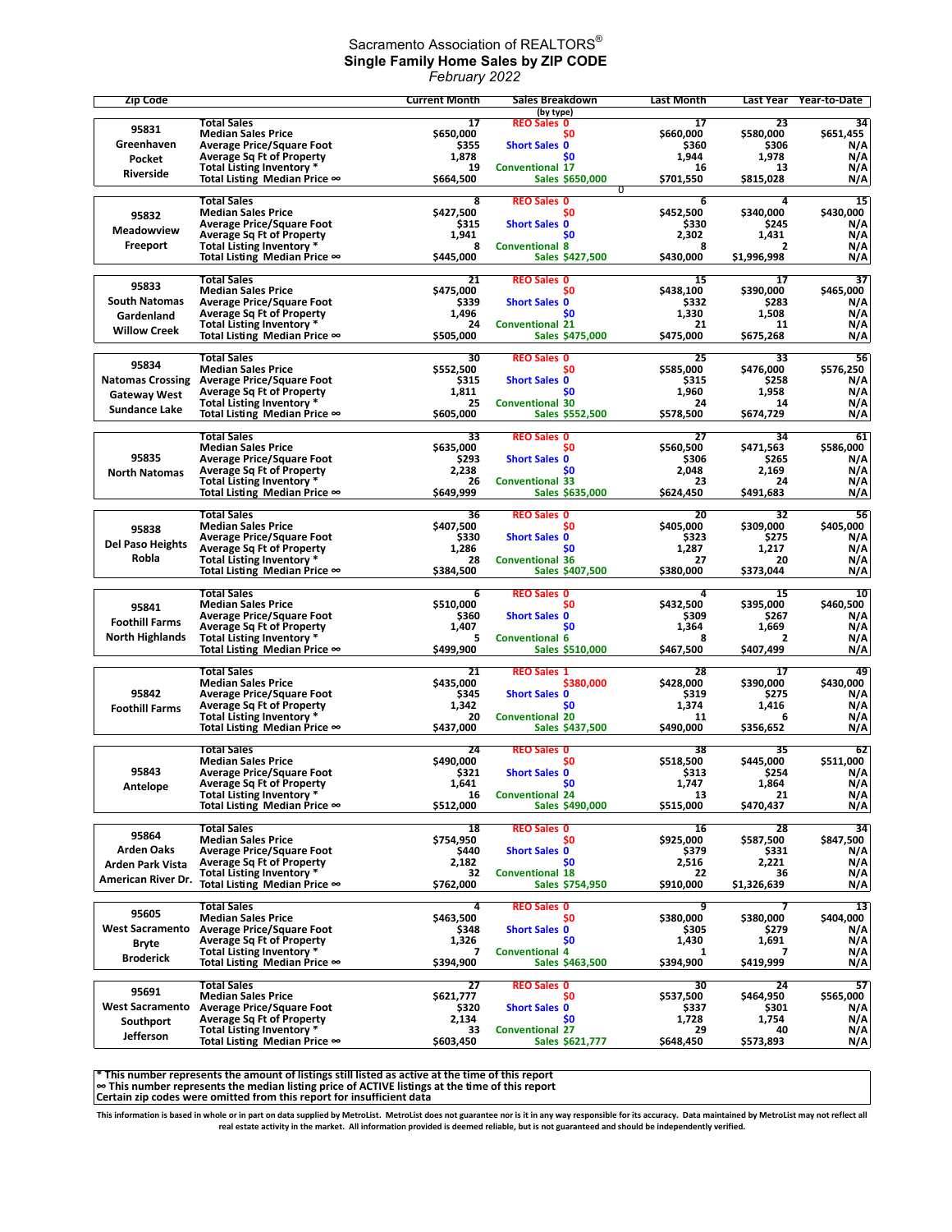Sacramento Association of REALTORS®

**Single Family Home Sales by ZIP CODE**

*February 2022*

| Zip Code | | Current Month | Sales Breakdown (by type) | Last Month | Last Year | Year-to-Date |
|---|---|---|---|---|---|---|
| 95831 Greenhaven Pocket Riverside | Total Sales | 17 | REO Sales 0 | 17 | 23 | 34 |
| | Median Sales Price | $650,000 | $0 | $660,000 | $580,000 | $651,455 |
| | Average Price/Square Foot | $355 | Short Sales 0 | $360 | $306 | N/A |
| | Average Sq Ft of Property | 1,878 | $0 | 1,944 | 1,978 | N/A |
| | Total Listing Inventory * | 19 | Conventional 17 | 16 | 13 | N/A |
| | Total Listing Median Price ∞ | $664,500 | Sales $650,000 | $701,550 | $815,028 | N/A |
| 95832 Meadowview Freeport | Total Sales | 8 | REO Sales 0 | 6 | 4 | 15 |
| | Median Sales Price | $427,500 | $0 | $452,500 | $340,000 | $430,000 |
| | Average Price/Square Foot | $315 | Short Sales 0 | $330 | $245 | N/A |
| | Average Sq Ft of Property | 1,941 | $0 | 2,302 | 1,431 | N/A |
| | Total Listing Inventory * | 8 | Conventional 8 | 8 | 2 | N/A |
| | Total Listing Median Price ∞ | $445,000 | Sales $427,500 | $430,000 | $1,996,998 | N/A |
| 95833 South Natomas Gardenland Willow Creek | Total Sales | 21 | REO Sales 0 | 15 | 17 | 37 |
| | Median Sales Price | $475,000 | $0 | $438,100 | $390,000 | $465,000 |
| | Average Price/Square Foot | $339 | Short Sales 0 | $332 | $283 | N/A |
| | Average Sq Ft of Property | 1,496 | $0 | 1,330 | 1,508 | N/A |
| | Total Listing Inventory * | 24 | Conventional 21 | 21 | 11 | N/A |
| | Total Listing Median Price ∞ | $505,000 | Sales $475,000 | $475,000 | $675,268 | N/A |
| 95834 Natomas Crossing Gateway West Sundance Lake | Total Sales | 30 | REO Sales 0 | 25 | 33 | 56 |
| | Median Sales Price | $552,500 | $0 | $585,000 | $476,000 | $576,250 |
| | Average Price/Square Foot | $315 | Short Sales 0 | $315 | $258 | N/A |
| | Average Sq Ft of Property | 1,811 | $0 | 1,960 | 1,958 | N/A |
| | Total Listing Inventory * | 25 | Conventional 30 | 24 | 14 | N/A |
| | Total Listing Median Price ∞ | $605,000 | Sales $552,500 | $578,500 | $674,729 | N/A |
| 95835 North Natomas | Total Sales | 33 | REO Sales 0 | 27 | 34 | 61 |
| | Median Sales Price | $635,000 | $0 | $560,500 | $471,563 | $586,000 |
| | Average Price/Square Foot | $293 | Short Sales 0 | $306 | $265 | N/A |
| | Average Sq Ft of Property | 2,238 | $0 | 2,048 | 2,169 | N/A |
| | Total Listing Inventory * | 26 | Conventional 33 | 23 | 24 | N/A |
| | Total Listing Median Price ∞ | $649,999 | Sales $635,000 | $624,450 | $491,683 | N/A |
| 95838 Del Paso Heights Robla | Total Sales | 36 | REO Sales 0 | 20 | 32 | 56 |
| | Median Sales Price | $407,500 | $0 | $405,000 | $309,000 | $405,000 |
| | Average Price/Square Foot | $330 | Short Sales 0 | $323 | $275 | N/A |
| | Average Sq Ft of Property | 1,286 | $0 | 1,287 | 1,217 | N/A |
| | Total Listing Inventory * | 28 | Conventional 36 | 27 | 20 | N/A |
| | Total Listing Median Price ∞ | $384,500 | Sales $407,500 | $380,000 | $373,044 | N/A |
| 95841 Foothill Farms North Highlands | Total Sales | 6 | REO Sales 0 | 4 | 15 | 10 |
| | Median Sales Price | $510,000 | $0 | $432,500 | $395,000 | $460,500 |
| | Average Price/Square Foot | $360 | Short Sales 0 | $309 | $267 | N/A |
| | Average Sq Ft of Property | 1,407 | $0 | 1,364 | 1,669 | N/A |
| | Total Listing Inventory * | 5 | Conventional 6 | 8 | 2 | N/A |
| | Total Listing Median Price ∞ | $499,900 | Sales $510,000 | $467,500 | $407,499 | N/A |
| 95842 Foothill Farms | Total Sales | 21 | REO Sales 1 | 28 | 17 | 49 |
| | Median Sales Price | $435,000 | $380,000 | $428,000 | $390,000 | $430,000 |
| | Average Price/Square Foot | $345 | Short Sales 0 | $319 | $275 | N/A |
| | Average Sq Ft of Property | 1,342 | $0 | 1,374 | 1,416 | N/A |
| | Total Listing Inventory * | 20 | Conventional 20 | 11 | 6 | N/A |
| | Total Listing Median Price ∞ | $437,000 | Sales $437,500 | $490,000 | $356,652 | N/A |
| 95843 Antelope | Total Sales | 24 | REO Sales 0 | 38 | 35 | 62 |
| | Median Sales Price | $490,000 | $0 | $518,500 | $445,000 | $511,000 |
| | Average Price/Square Foot | $321 | Short Sales 0 | $313 | $254 | N/A |
| | Average Sq Ft of Property | 1,641 | $0 | 1,747 | 1,864 | N/A |
| | Total Listing Inventory * | 16 | Conventional 24 | 13 | 21 | N/A |
| | Total Listing Median Price ∞ | $512,000 | Sales $490,000 | $515,000 | $470,437 | N/A |
| 95864 Arden Oaks Arden Park Vista American River Dr. | Total Sales | 18 | REO Sales 0 | 16 | 28 | 34 |
| | Median Sales Price | $754,950 | $0 | $925,000 | $587,500 | $847,500 |
| | Average Price/Square Foot | $440 | Short Sales 0 | $379 | $331 | N/A |
| | Average Sq Ft of Property | 2,182 | $0 | 2,516 | 2,221 | N/A |
| | Total Listing Inventory * | 32 | Conventional 18 | 22 | 36 | N/A |
| | Total Listing Median Price ∞ | $762,000 | Sales $754,950 | $910,000 | $1,326,639 | N/A |
| 95605 West Sacramento Bryte Broderick | Total Sales | 4 | REO Sales 0 | 9 | 7 | 13 |
| | Median Sales Price | $463,500 | $0 | $380,000 | $380,000 | $404,000 |
| | Average Price/Square Foot | $348 | Short Sales 0 | $305 | $279 | N/A |
| | Average Sq Ft of Property | 1,326 | $0 | 1,430 | 1,691 | N/A |
| | Total Listing Inventory * | 7 | Conventional 4 | 1 | 7 | N/A |
| | Total Listing Median Price ∞ | $394,900 | Sales $463,500 | $394,900 | $419,999 | N/A |
| 95691 West Sacramento Southport Jefferson | Total Sales | 27 | REO Sales 0 | 30 | 24 | 57 |
| | Median Sales Price | $621,777 | $0 | $537,500 | $464,950 | $565,000 |
| | Average Price/Square Foot | $320 | Short Sales 0 | $337 | $301 | N/A |
| | Average Sq Ft of Property | 2,134 | $0 | 1,728 | 1,754 | N/A |
| | Total Listing Inventory * | 33 | Conventional 27 | 29 | 40 | N/A |
| | Total Listing Median Price ∞ | $603,450 | Sales $621,777 | $648,450 | $573,893 | N/A |

* This number represents the amount of listings still listed as active at the time of this report
∞ This number represents the median listing price of ACTIVE listings at the time of this report
Certain zip codes were omitted from this report for insufficient data

This information is based in whole or in part on data supplied by MetroList. MetroList does not guarantee nor is it in any way responsible for its accuracy. Data maintained by MetroList may not reflect all real estate activity in the market. All information provided is deemed reliable, but is not guaranteed and should be independently verified.